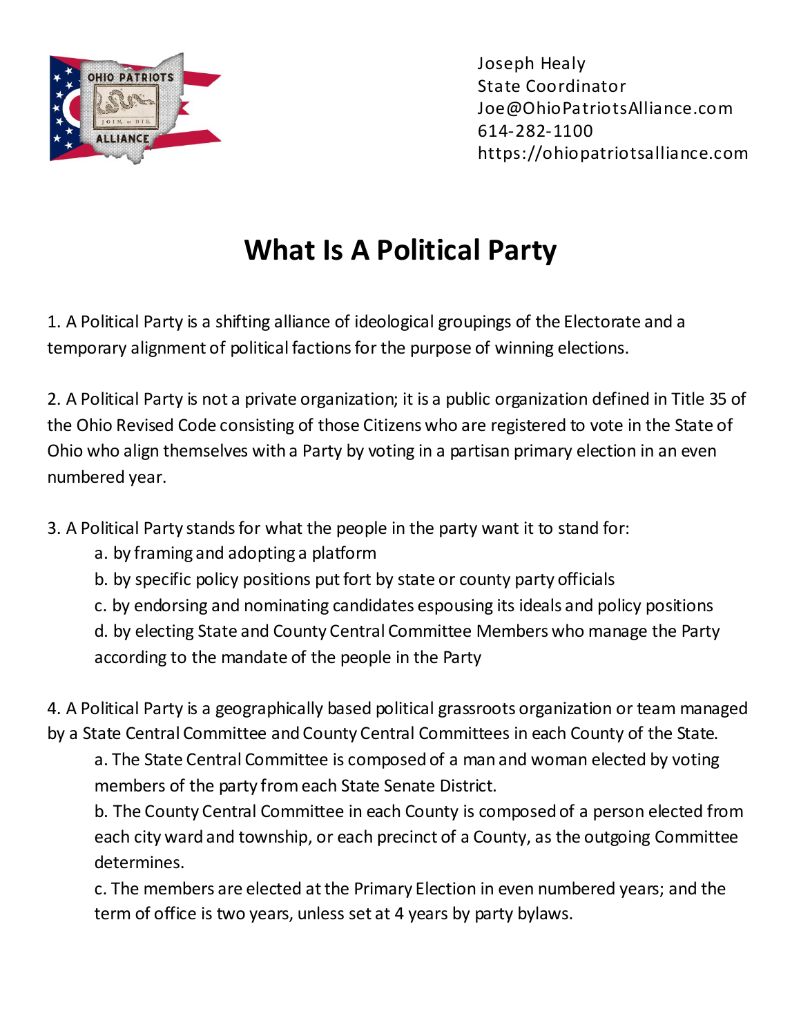Joseph Healy
State Coordinator
Joe@OhioPatriotsAlliance.com
614-282-1100
https://ohiopatriotsalliance.com

# What Is A Political Party

1. A Political Party is a shifting alliance of ideological groupings of the Electorate and a temporary alignment of political factions for the purpose of winning elections.

2. A Political Party is not a private organization; it is a public organization defined in Title 35 of the Ohio Revised Code consisting of those Citizens who are registered to vote in the State of Ohio who align themselves with a Party by voting in a partisan primary election in an even numbered year.

3. A Political Party stands for what the people in the party want it to stand for:
   a. by framing and adopting a platform
   b. by specific policy positions put fort by state or county party officials
   c. by endorsing and nominating candidates espousing its ideals and policy positions
   d. by electing State and County Central Committee Members who manage the Party according to the mandate of the people in the Party

4. A Political Party is a geographically based political grassroots organization or team managed by a State Central Committee and County Central Committees in each County of the State.
   a. The State Central Committee is composed of a man and woman elected by voting members of the party from each State Senate District.
   b. The County Central Committee in each County is composed of a person elected from each city ward and township, or each precinct of a County, as the outgoing Committee determines.
   c. The members are elected at the Primary Election in even numbered years; and the term of office is two years, unless set at 4 years by party bylaws.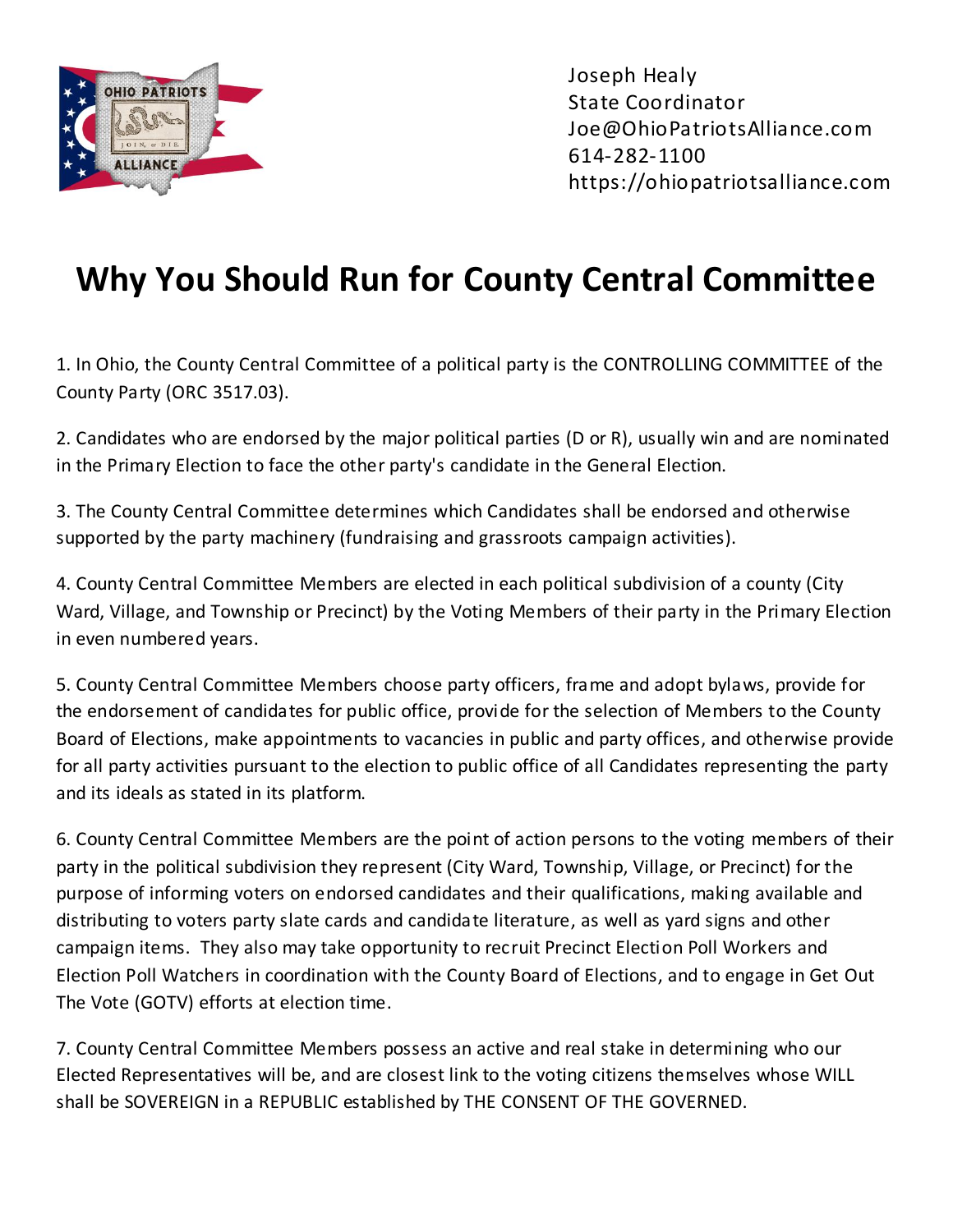Joseph Healy
State Coordinator
Joe@OhioPatriotsAlliance.com
614-282-1100
https://ohiopatriotsalliance.com

# Why You Should Run for County Central Committee

1. In Ohio, the County Central Committee of a political party is the CONTROLLING COMMITTEE of the County Party (ORC 3517.03).

2. Candidates who are endorsed by the major political parties (D or R), usually win and are nominated in the Primary Election to face the other party's candidate in the General Election.

3. The County Central Committee determines which Candidates shall be endorsed and otherwise supported by the party machinery (fundraising and grassroots campaign activities).

4. County Central Committee Members are elected in each political subdivision of a county (City Ward, Village, and Township or Precinct) by the Voting Members of their party in the Primary Election in even numbered years.

5. County Central Committee Members choose party officers, frame and adopt bylaws, provide for the endorsement of candidates for public office, provide for the selection of Members to the County Board of Elections, make appointments to vacancies in public and party offices, and otherwise provide for all party activities pursuant to the election to public office of all Candidates representing the party and its ideals as stated in its platform.

6. County Central Committee Members are the point of action persons to the voting members of their party in the political subdivision they represent (City Ward, Township, Village, or Precinct) for the purpose of informing voters on endorsed candidates and their qualifications, making available and distributing to voters party slate cards and candidate literature, as well as yard signs and other campaign items. They also may take opportunity to recruit Precinct Election Poll Workers and Election Poll Watchers in coordination with the County Board of Elections, and to engage in Get Out The Vote (GOTV) efforts at election time.

7. County Central Committee Members possess an active and real stake in determining who our Elected Representatives will be, and are closest link to the voting citizens themselves whose WILL shall be SOVEREIGN in a REPUBLIC established by THE CONSENT OF THE GOVERNED.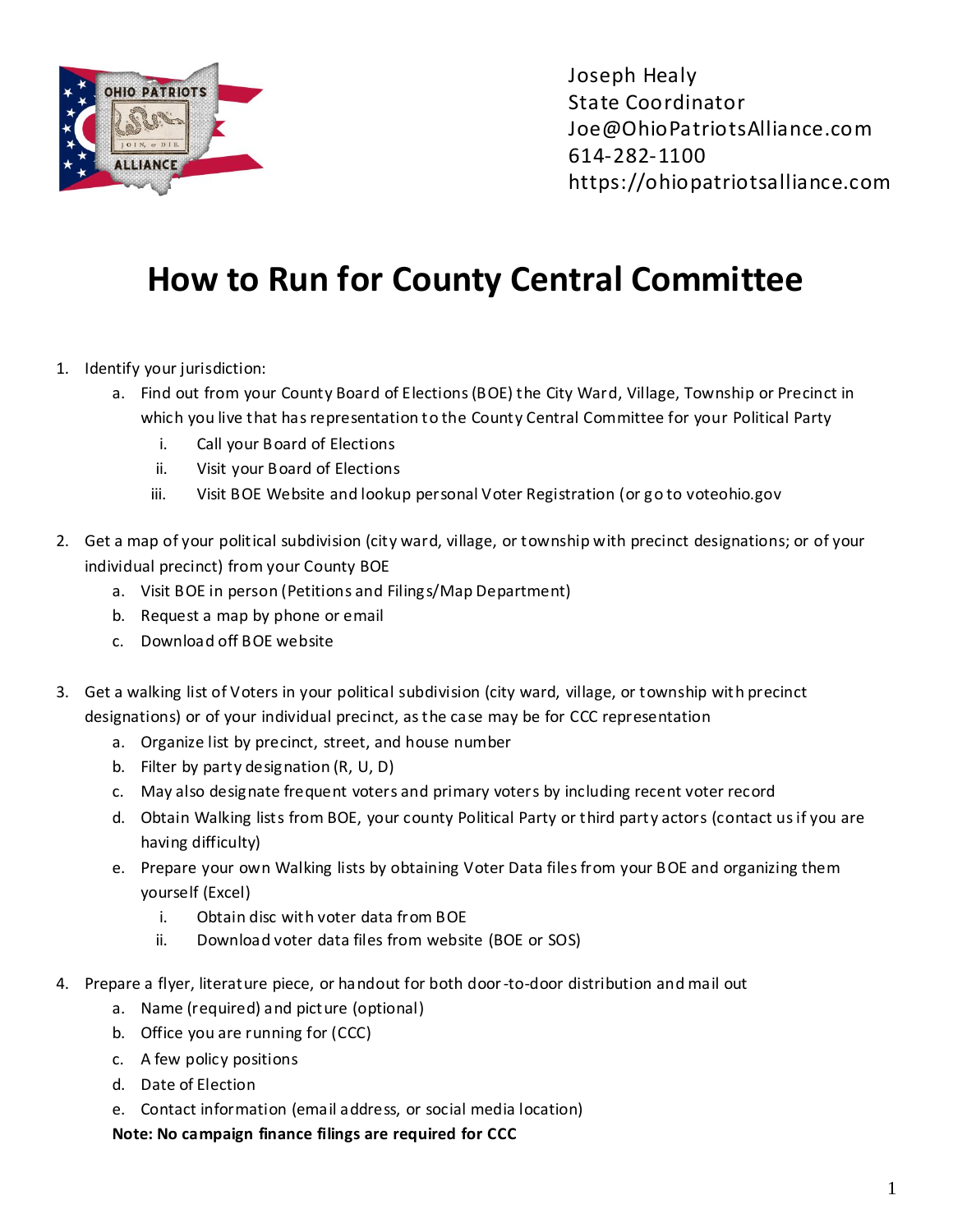Joseph Healy
State Coordinator
Joe@OhioPatriotsAlliance.com
614-282-1100
https://ohiopatriotsalliance.com

# How to Run for County Central Committee

1. Identify your jurisdiction:
   a. Find out from your County Board of Elections (BOE) the City Ward, Village, Township or Precinct in which you live that has representation to the County Central Committee for your Political Party
      i. Call your Board of Elections
      ii. Visit your Board of Elections
      iii. Visit BOE Website and lookup personal Voter Registration (or go to voteohio.gov

2. Get a map of your political subdivision (city ward, village, or township with precinct designations; or of your individual precinct) from your County BOE
   a. Visit BOE in person (Petitions and Filings/Map Department)
   b. Request a map by phone or email
   c. Download off BOE website

3. Get a walking list of Voters in your political subdivision (city ward, village, or township with precinct designations) or of your individual precinct, as the case may be for CCC representation
   a. Organize list by precinct, street, and house number
   b. Filter by party designation (R, U, D)
   c. May also designate frequent voters and primary voters by including recent voter record
   d. Obtain Walking lists from BOE, your county Political Party or third party actors (contact us if you are having difficulty)
   e. Prepare your own Walking lists by obtaining Voter Data files from your BOE and organizing them yourself (Excel)
      i. Obtain disc with voter data from BOE
      ii. Download voter data files from website (BOE or SOS)

4. Prepare a flyer, literature piece, or handout for both door-to-door distribution and mail out
   a. Name (required) and picture (optional)
   b. Office you are running for (CCC)
   c. A few policy positions
   d. Date of Election
   e. Contact information (email address, or social media location)

   **Note: No campaign finance filings are required for CCC**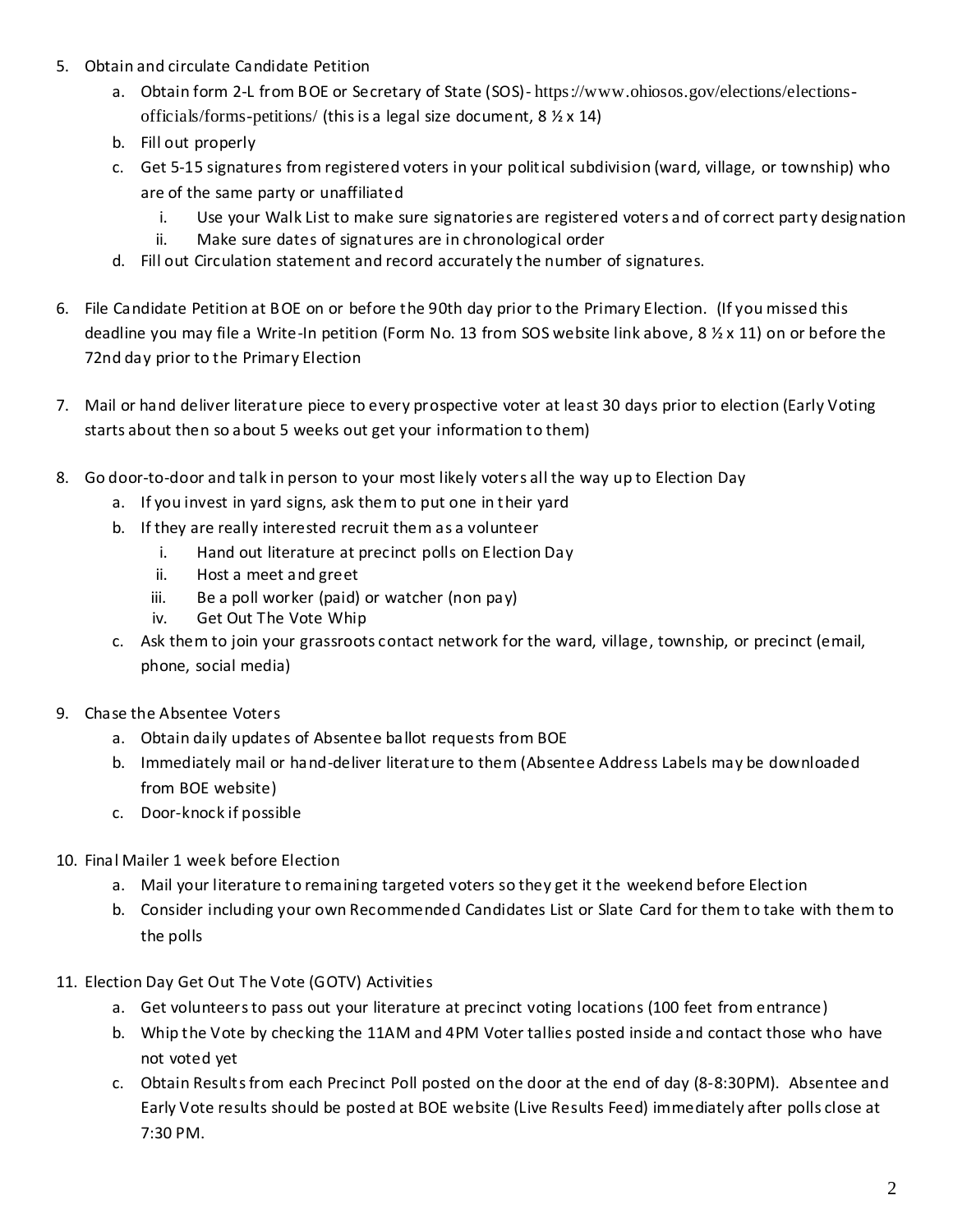5. Obtain and circulate Candidate Petition
   a. Obtain form 2-L from BOE or Secretary of State (SOS)- https://www.ohiosos.gov/elections/elections-officials/forms-petitions/ (this is a legal size document, 8 ½ x 14)
   b. Fill out properly
   c. Get 5-15 signatures from registered voters in your political subdivision (ward, village, or township) who are of the same party or unaffiliated
      i. Use your Walk List to make sure signatories are registered voters and of correct party designation
      ii. Make sure dates of signatures are in chronological order
   d. Fill out Circulation statement and record accurately the number of signatures.

6. File Candidate Petition at BOE on or before the 90th day prior to the Primary Election. (If you missed this deadline you may file a Write-In petition (Form No. 13 from SOS website link above, 8 ½ x 11) on or before the 72nd day prior to the Primary Election

7. Mail or hand deliver literature piece to every prospective voter at least 30 days prior to election (Early Voting starts about then so about 5 weeks out get your information to them)

8. Go door-to-door and talk in person to your most likely voters all the way up to Election Day
   a. If you invest in yard signs, ask them to put one in their yard
   b. If they are really interested recruit them as a volunteer
      i. Hand out literature at precinct polls on Election Day
      ii. Host a meet and greet
      iii. Be a poll worker (paid) or watcher (non pay)
      iv. Get Out The Vote Whip
   c. Ask them to join your grassroots contact network for the ward, village, township, or precinct (email, phone, social media)

9. Chase the Absentee Voters
   a. Obtain daily updates of Absentee ballot requests from BOE
   b. Immediately mail or hand-deliver literature to them (Absentee Address Labels may be downloaded from BOE website)
   c. Door-knock if possible

10. Final Mailer 1 week before Election
    a. Mail your literature to remaining targeted voters so they get it the weekend before Election
    b. Consider including your own Recommended Candidates List or Slate Card for them to take with them to the polls

11. Election Day Get Out The Vote (GOTV) Activities
    a. Get volunteers to pass out your literature at precinct voting locations (100 feet from entrance)
    b. Whip the Vote by checking the 11AM and 4PM Voter tallies posted inside and contact those who have not voted yet
    c. Obtain Results from each Precinct Poll posted on the door at the end of day (8-8:30PM). Absentee and Early Vote results should be posted at BOE website (Live Results Feed) immediately after polls close at 7:30 PM.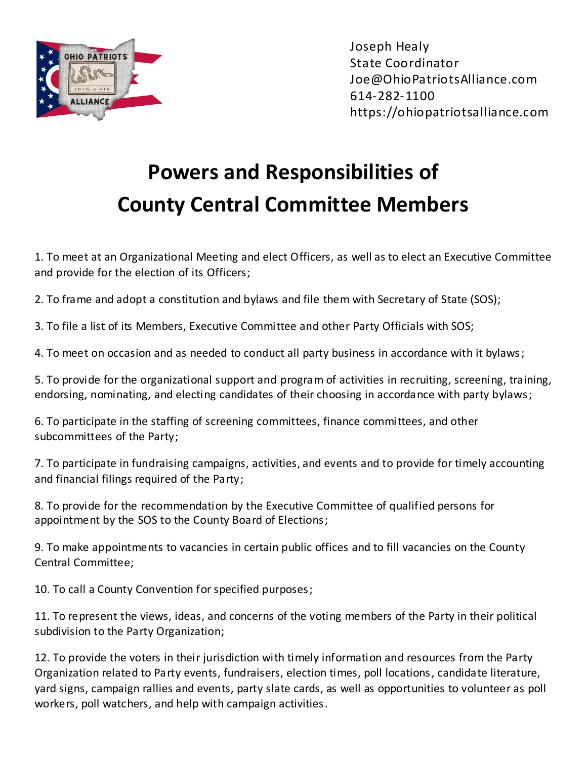Joseph Healy
State Coordinator
Joe@OhioPatriotsAlliance.com
614-282-1100
https://ohiopatriotsalliance.com

# Powers and Responsibilities of County Central Committee Members

1. To meet at an Organizational Meeting and elect Officers, as well as to elect an Executive Committee and provide for the election of its Officers;

2. To frame and adopt a constitution and bylaws and file them with Secretary of State (SOS);

3. To file a list of its Members, Executive Committee and other Party Officials with SOS;

4. To meet on occasion and as needed to conduct all party business in accordance with it bylaws;

5. To provide for the organizational support and program of activities in recruiting, screening, training, endorsing, nominating, and electing candidates of their choosing in accordance with party bylaws;

6. To participate in the staffing of screening committees, finance committees, and other subcommittees of the Party;

7. To participate in fundraising campaigns, activities, and events and to provide for timely accounting and financial filings required of the Party;

8. To provide for the recommendation by the Executive Committee of qualified persons for appointment by the SOS to the County Board of Elections;

9. To make appointments to vacancies in certain public offices and to fill vacancies on the County Central Committee;

10. To call a County Convention for specified purposes;

11. To represent the views, ideas, and concerns of the voting members of the Party in their political subdivision to the Party Organization;

12. To provide the voters in their jurisdiction with timely information and resources from the Party Organization related to Party events, fundraisers, election times, poll locations, candidate literature, yard signs, campaign rallies and events, party slate cards, as well as opportunities to volunteer as poll workers, poll watchers, and help with campaign activities.